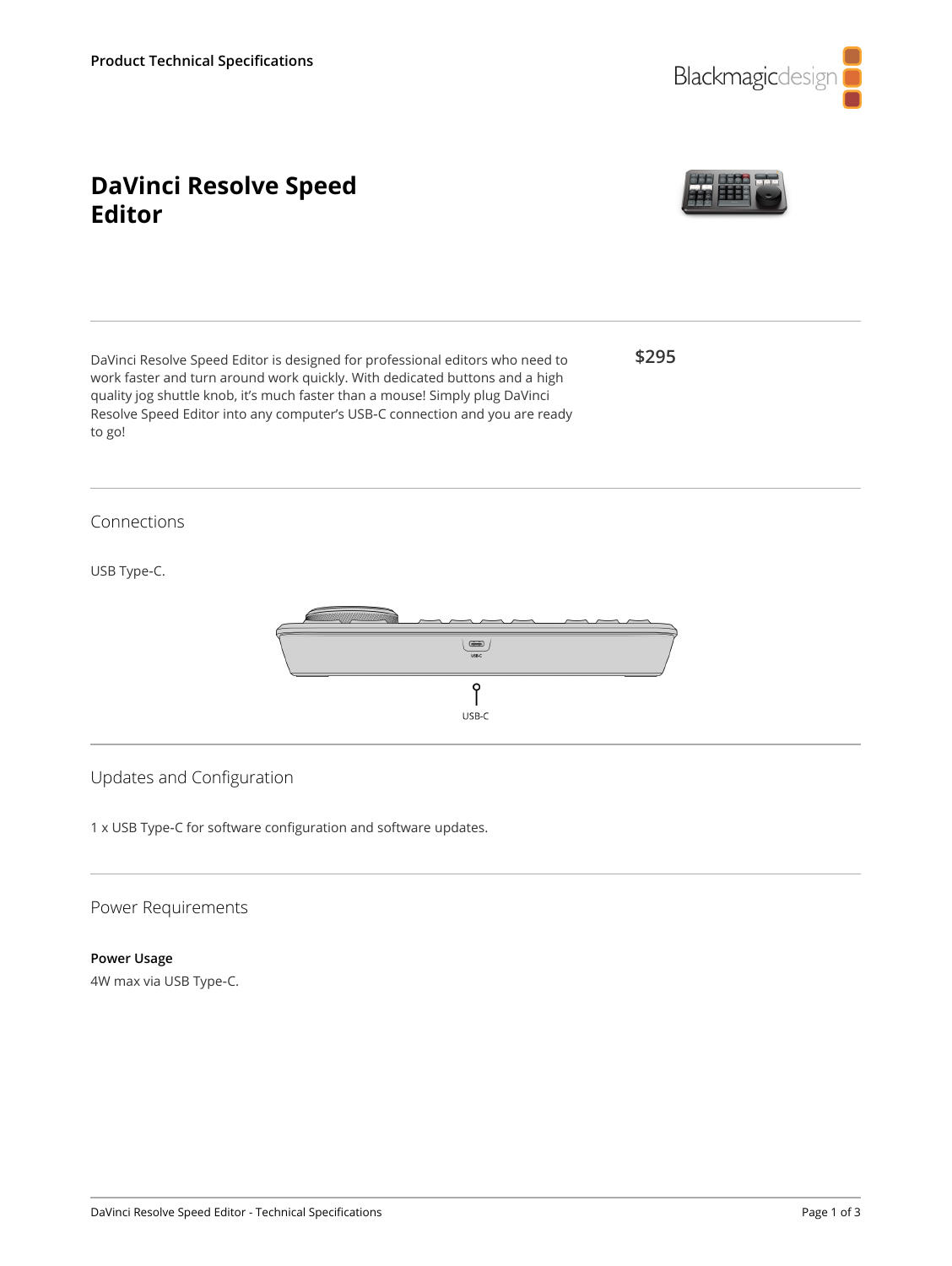Product Technical Specifications

# DaVinci Resolve Speed Editor

DaVinci Resolve Speed Editor is designed for professional editors who need to work faster and turn around work quickly. With dedicated buttons and a high quality jog shuttle knob, it's much faster than a mouse! Simply plug DaVinci Resolve Speed Editor into any computer's USB-C connection and you are ready to go!

**$295**

## Connections

USB Type-C.

USB-C

## Updates and Configuration

1 x USB Type-C for software configuration and software updates.

## Power Requirements

**Power Usage**

4W max via USB Type-C.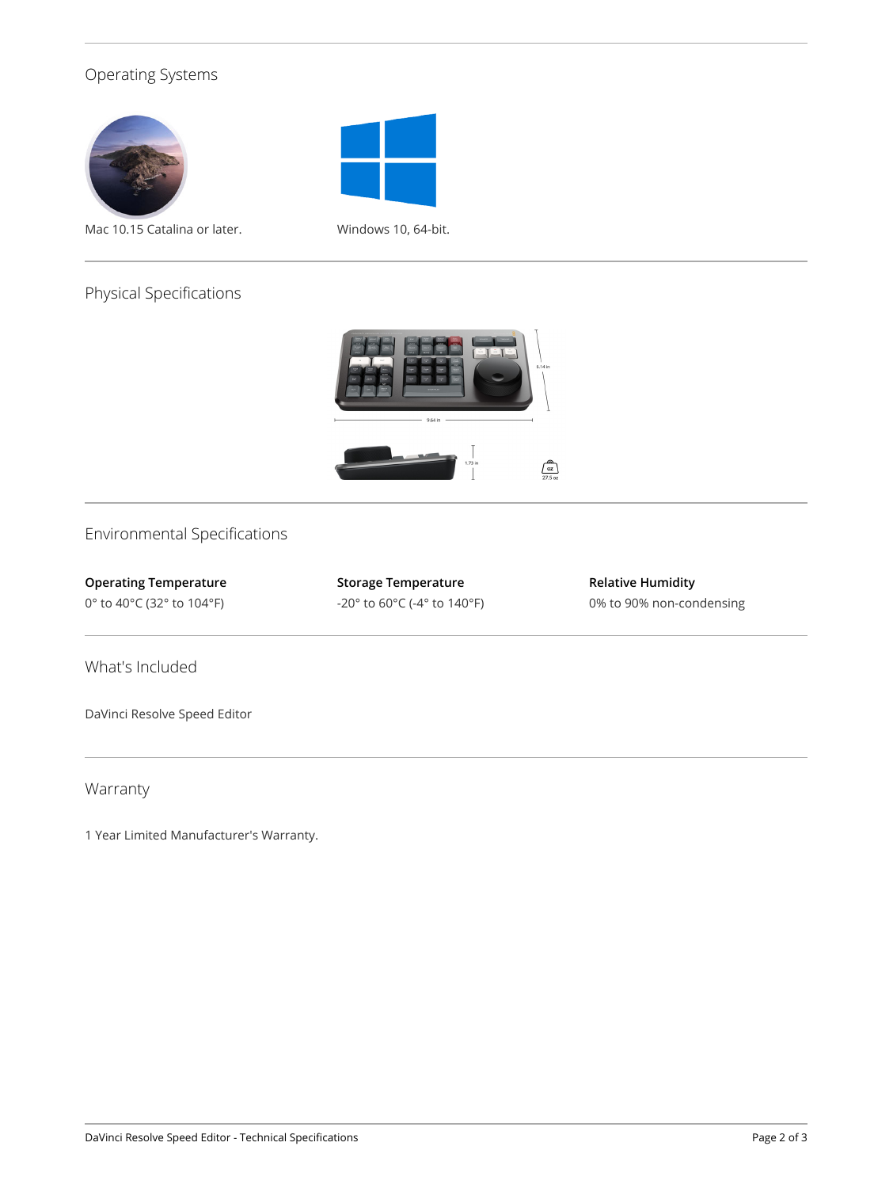## Operating Systems

Mac 10.15 Catalina or later.

Windows 10, 64-bit.

## Physical Specifications

6.14 in

9.64 in

1.73 in

oz

27.5 oz

## Environmental Specifications

**Operating Temperature**

0° to 40°C (32° to 104°F)

**Storage Temperature**

-20° to 60°C (-4° to 140°F)

**Relative Humidity**

0% to 90% non-condensing

## What's Included

DaVinci Resolve Speed Editor

## Warranty

1 Year Limited Manufacturer's Warranty.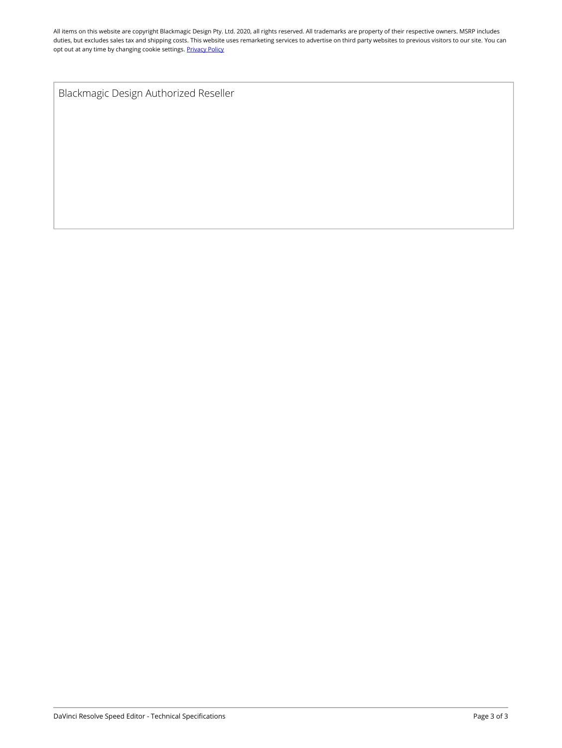All items on this website are copyright Blackmagic Design Pty. Ltd. 2020, all rights reserved. All trademarks are property of their respective owners. MSRP includes duties, but excludes sales tax and shipping costs. This website uses remarketing services to advertise on third party websites to previous visitors to our site. You can opt out at any time by changing cookie settings. [Privacy Policy]

Blackmagic Design Authorized Reseller